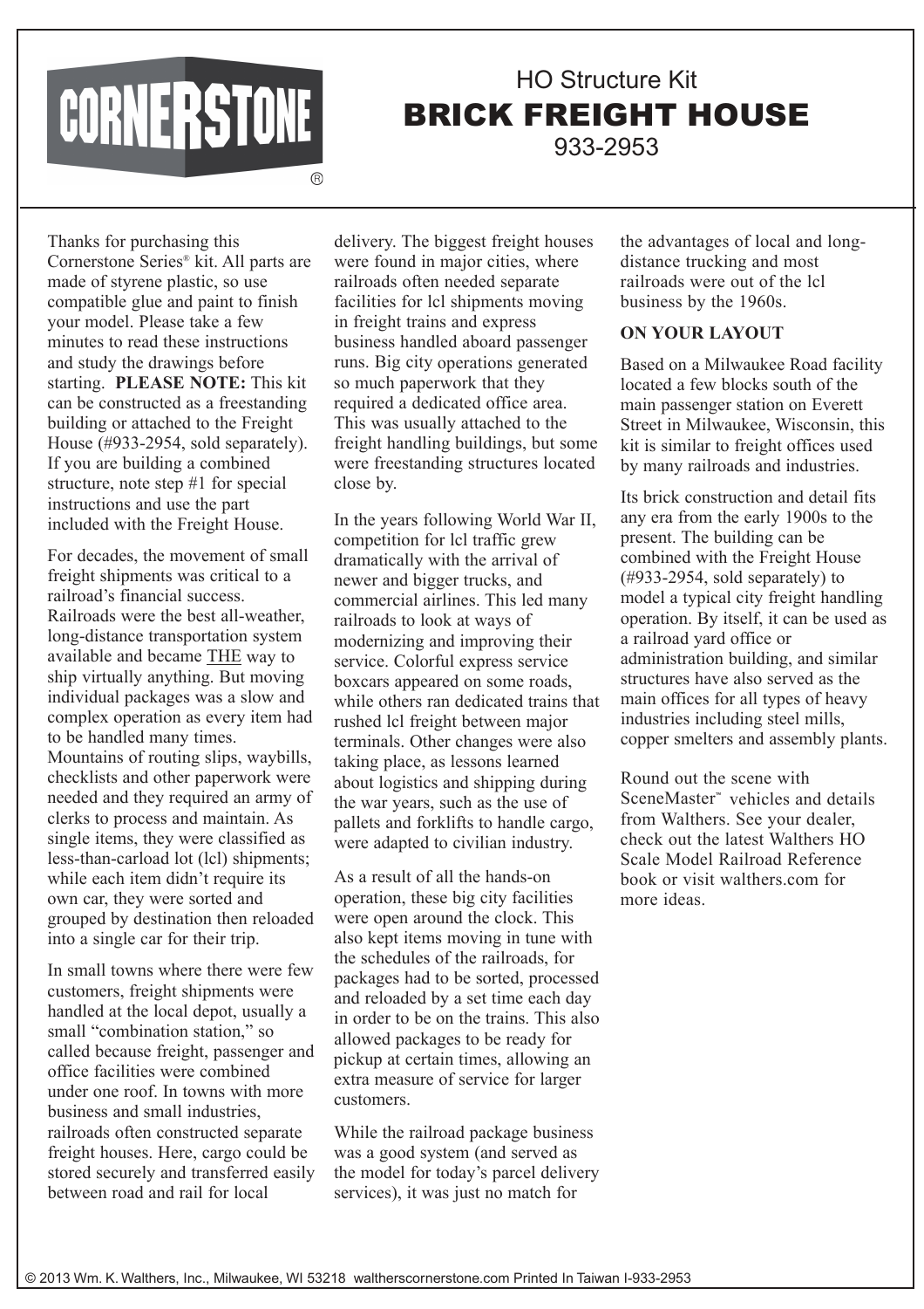CORNERSTONE®

# HO Structure Kit
# BRICK FREIGHT HOUSE
933-2953

Thanks for purchasing this Cornerstone Series® kit. All parts are made of styrene plastic, so use compatible glue and paint to finish your model. Please take a few minutes to read these instructions and study the drawings before starting. **PLEASE NOTE:** This kit can be constructed as a freestanding building or attached to the Freight House (#933-2954, sold separately). If you are building a combined structure, note step #1 for special instructions and use the part included with the Freight House.

For decades, the movement of small freight shipments was critical to a railroad's financial success. Railroads were the best all-weather, long-distance transportation system available and became THE way to ship virtually anything. But moving individual packages was a slow and complex operation as every item had to be handled many times. Mountains of routing slips, waybills, checklists and other paperwork were needed and they required an army of clerks to process and maintain. As single items, they were classified as less-than-carload lot (lcl) shipments; while each item didn't require its own car, they were sorted and grouped by destination then reloaded into a single car for their trip.

In small towns where there were few customers, freight shipments were handled at the local depot, usually a small "combination station," so called because freight, passenger and office facilities were combined under one roof. In towns with more business and small industries, railroads often constructed separate freight houses. Here, cargo could be stored securely and transferred easily between road and rail for local delivery. The biggest freight houses were found in major cities, where railroads often needed separate facilities for lcl shipments moving in freight trains and express business handled aboard passenger runs. Big city operations generated so much paperwork that they required a dedicated office area. This was usually attached to the freight handling buildings, but some were freestanding structures located close by.

In the years following World War II, competition for lcl traffic grew dramatically with the arrival of newer and bigger trucks, and commercial airlines. This led many railroads to look at ways of modernizing and improving their service. Colorful express service boxcars appeared on some roads, while others ran dedicated trains that rushed lcl freight between major terminals. Other changes were also taking place, as lessons learned about logistics and shipping during the war years, such as the use of pallets and forklifts to handle cargo, were adapted to civilian industry.

As a result of all the hands-on operation, these big city facilities were open around the clock. This also kept items moving in tune with the schedules of the railroads, for packages had to be sorted, processed and reloaded by a set time each day in order to be on the trains. This also allowed packages to be ready for pickup at certain times, allowing an extra measure of service for larger customers.

While the railroad package business was a good system (and served as the model for today's parcel delivery services), it was just no match for the advantages of local and long-distance trucking and most railroads were out of the lcl business by the 1960s.

## ON YOUR LAYOUT

Based on a Milwaukee Road facility located a few blocks south of the main passenger station on Everett Street in Milwaukee, Wisconsin, this kit is similar to freight offices used by many railroads and industries.

Its brick construction and detail fits any era from the early 1900s to the present. The building can be combined with the Freight House (#933-2954, sold separately) to model a typical city freight handling operation. By itself, it can be used as a railroad yard office or administration building, and similar structures have also served as the main offices for all types of heavy industries including steel mills, copper smelters and assembly plants.

Round out the scene with SceneMaster™ vehicles and details from Walthers. See your dealer, check out the latest Walthers HO Scale Model Railroad Reference book or visit walthers.com for more ideas.

© 2013 Wm. K. Walthers, Inc., Milwaukee, WI 53218 waltherscornerstone.com Printed In Taiwan I-933-2953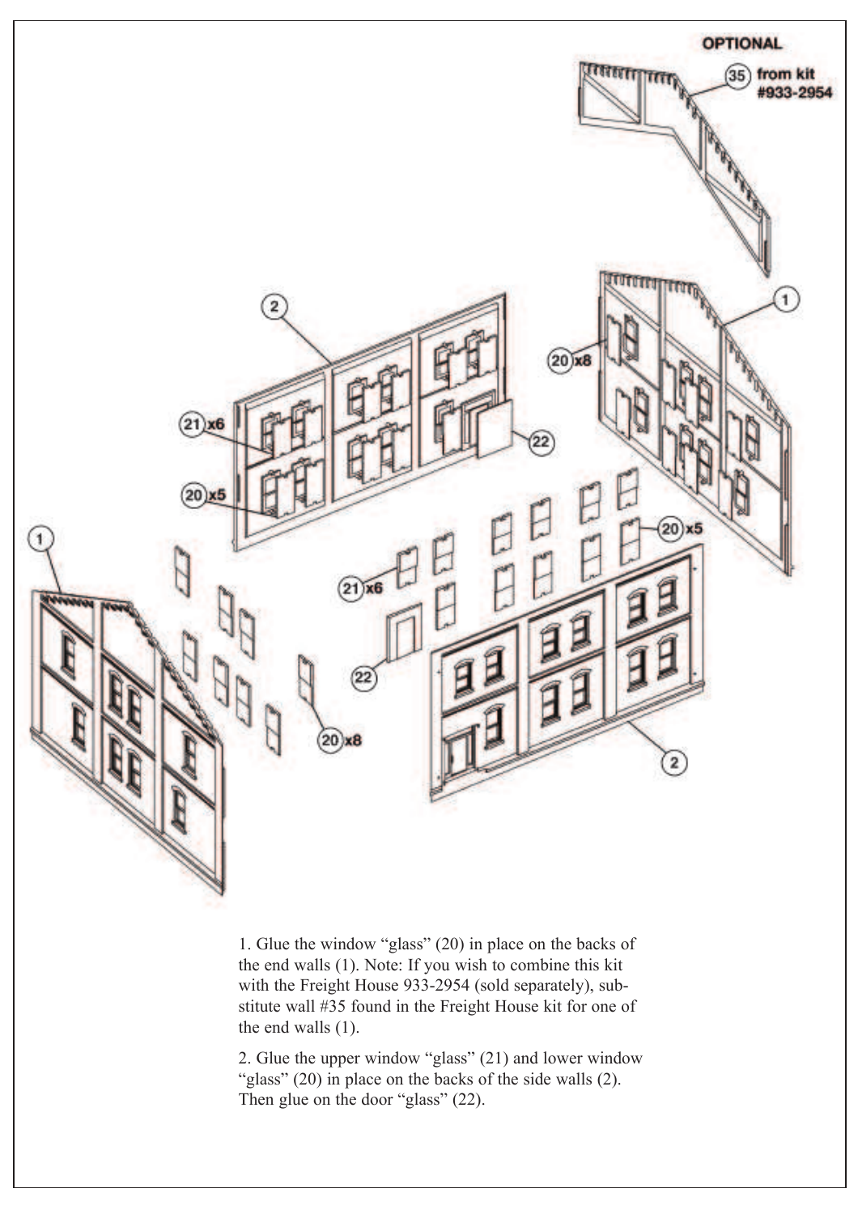1. Glue the window "glass" (20) in place on the backs of the end walls (1). Note: If you wish to combine this kit with the Freight House 933-2954 (sold separately), substitute wall #35 found in the Freight House kit for one of the end walls (1).

2. Glue the upper window "glass" (21) and lower window "glass" (20) in place on the backs of the side walls (2). Then glue on the door "glass" (22).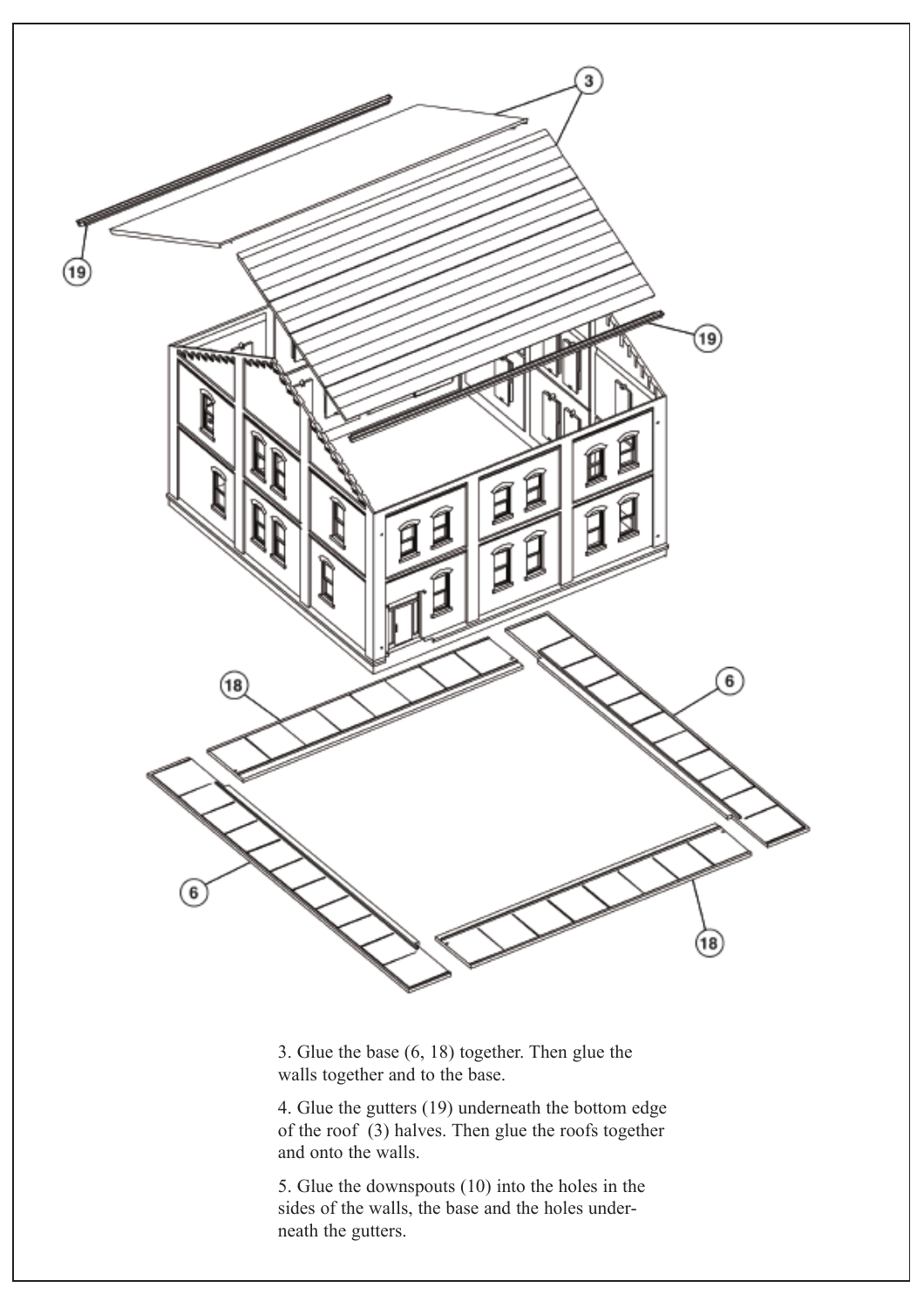3. Glue the base (6, 18) together. Then glue the walls together and to the base.

4. Glue the gutters (19) underneath the bottom edge of the roof (3) halves. Then glue the roofs together and onto the walls.

5. Glue the downspouts (10) into the holes in the sides of the walls, the base and the holes underneath the gutters.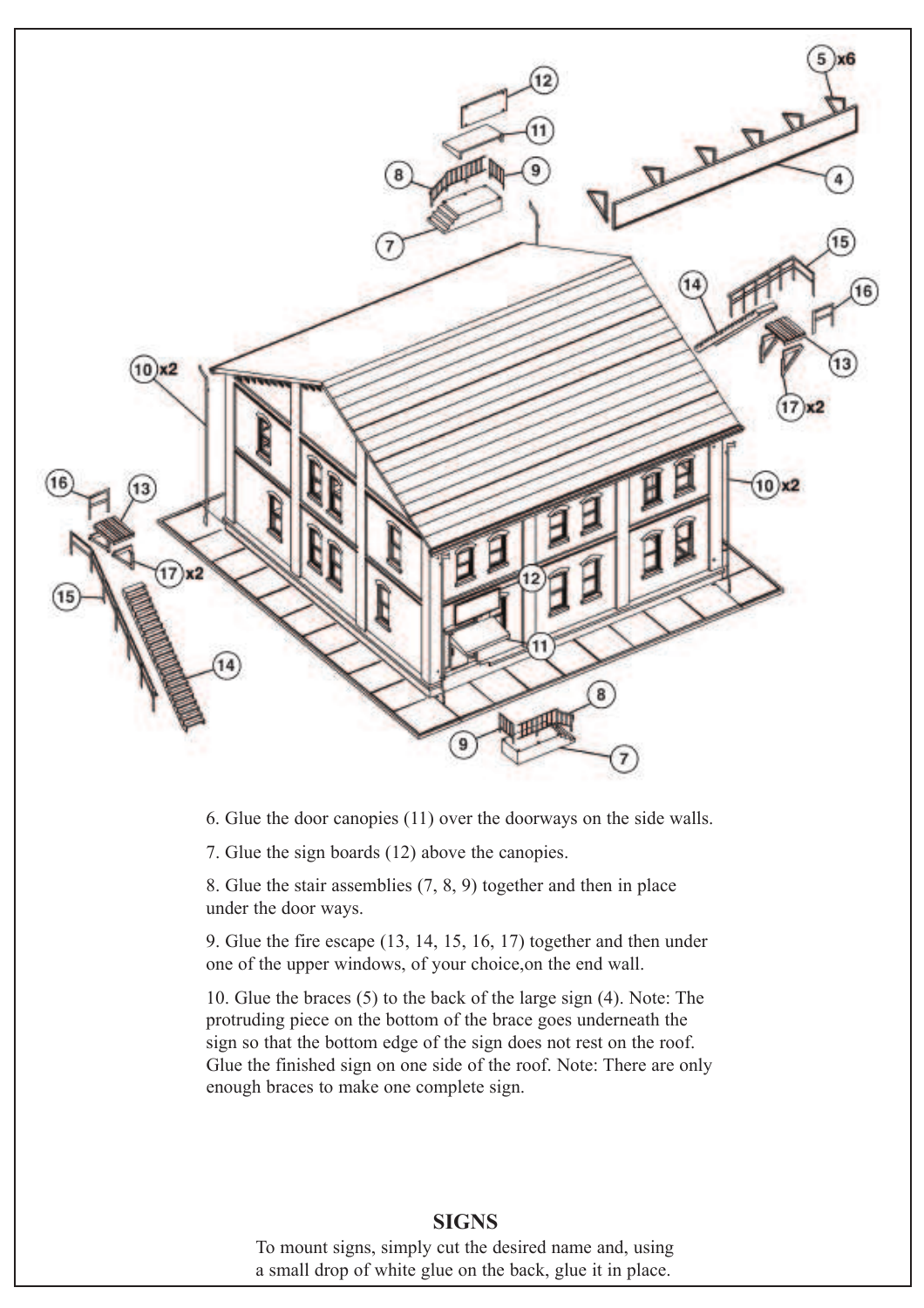6. Glue the door canopies (11) over the doorways on the side walls.

7. Glue the sign boards (12) above the canopies.

8. Glue the stair assemblies (7, 8, 9) together and then in place under the door ways.

9. Glue the fire escape (13, 14, 15, 16, 17) together and then under one of the upper windows, of your choice,on the end wall.

10. Glue the braces (5) to the back of the large sign (4). Note: The protruding piece on the bottom of the brace goes underneath the sign so that the bottom edge of the sign does not rest on the roof. Glue the finished sign on one side of the roof. Note: There are only enough braces to make one complete sign.

## SIGNS

To mount signs, simply cut the desired name and, using a small drop of white glue on the back, glue it in place.